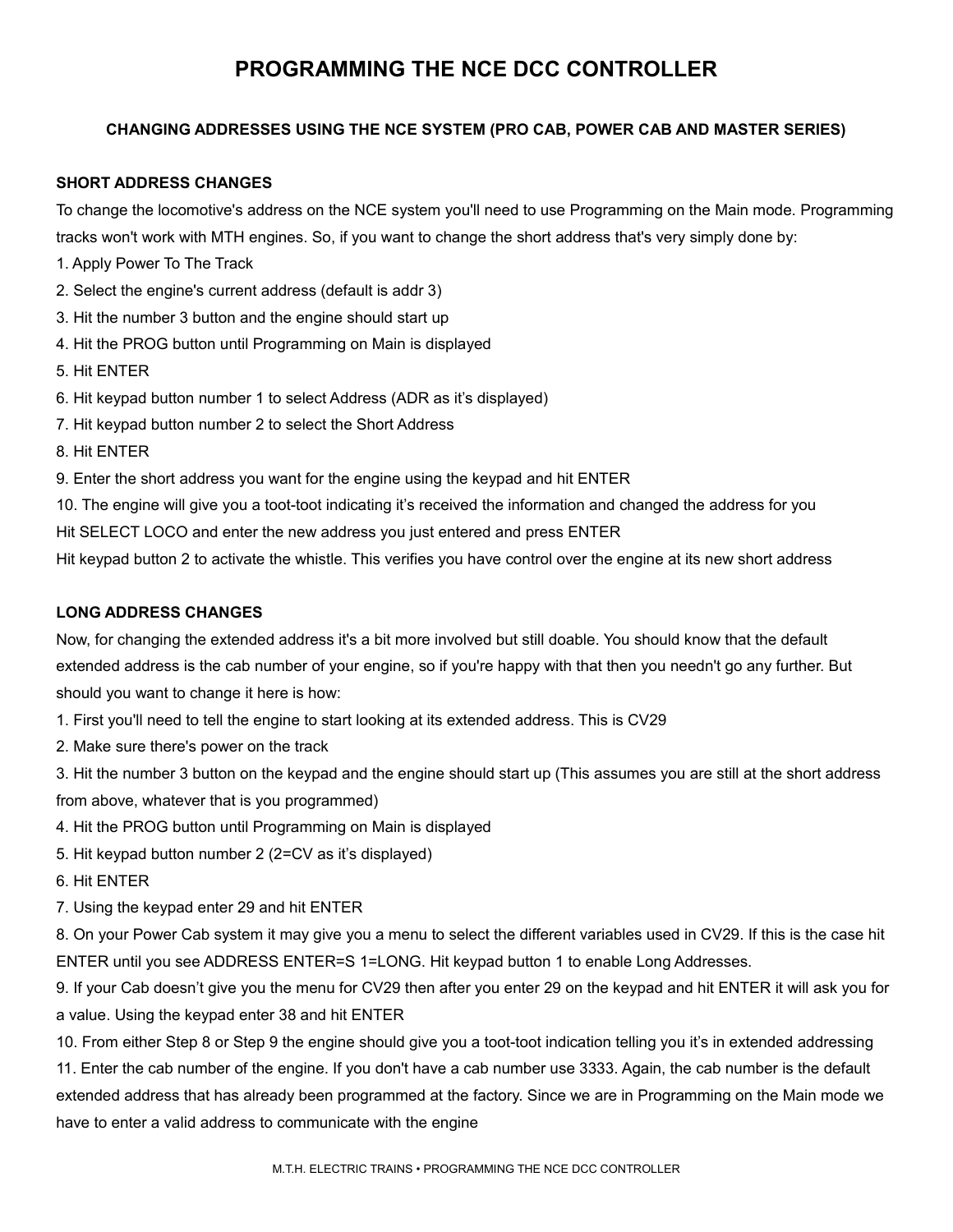# PROGRAMMING THE NCE DCC CONTROLLER

### CHANGING ADDRESSES USING THE NCE SYSTEM (PRO CAB, POWER CAB AND MASTER SERIES)

#### SHORT ADDRESS CHANGES

To change the locomotive's address on the NCE system you'll need to use Programming on the Main mode. Programming tracks won't work with MTH engines. So, if you want to change the short address that's very simply done by:

1. Apply Power To The Track
2. Select the engine's current address (default is addr 3)
3. Hit the number 3 button and the engine should start up
4. Hit the PROG button until Programming on Main is displayed
5. Hit ENTER
6. Hit keypad button number 1 to select Address (ADR as it's displayed)
7. Hit keypad button number 2 to select the Short Address
8. Hit ENTER
9. Enter the short address you want for the engine using the keypad and hit ENTER
10. The engine will give you a toot-toot indicating it's received the information and changed the address for you

Hit SELECT LOCO and enter the new address you just entered and press ENTER

Hit keypad button 2 to activate the whistle. This verifies you have control over the engine at its new short address

#### LONG ADDRESS CHANGES

Now, for changing the extended address it's a bit more involved but still doable. You should know that the default extended address is the cab number of your engine, so if you're happy with that then you needn't go any further. But should you want to change it here is how:

1. First you'll need to tell the engine to start looking at its extended address. This is CV29
2. Make sure there's power on the track
3. Hit the number 3 button on the keypad and the engine should start up (This assumes you are still at the short address from above, whatever that is you programmed)
4. Hit the PROG button until Programming on Main is displayed
5. Hit keypad button number 2 (2=CV as it's displayed)
6. Hit ENTER
7. Using the keypad enter 29 and hit ENTER
8. On your Power Cab system it may give you a menu to select the different variables used in CV29. If this is the case hit ENTER until you see ADDRESS ENTER=S 1=LONG. Hit keypad button 1 to enable Long Addresses.
9. If your Cab doesn't give you the menu for CV29 then after you enter 29 on the keypad and hit ENTER it will ask you for a value. Using the keypad enter 38 and hit ENTER
10. From either Step 8 or Step 9 the engine should give you a toot-toot indication telling you it's in extended addressing
11. Enter the cab number of the engine. If you don't have a cab number use 3333. Again, the cab number is the default extended address that has already been programmed at the factory. Since we are in Programming on the Main mode we have to enter a valid address to communicate with the engine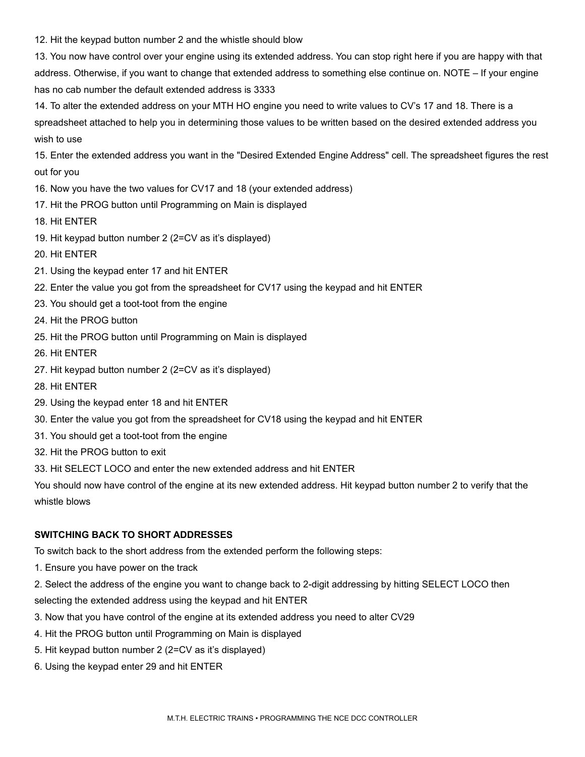12. Hit the keypad button number 2 and the whistle should blow

13. You now have control over your engine using its extended address. You can stop right here if you are happy with that address. Otherwise, if you want to change that extended address to something else continue on. NOTE – If your engine has no cab number the default extended address is 3333

14. To alter the extended address on your MTH HO engine you need to write values to CV's 17 and 18. There is a spreadsheet attached to help you in determining those values to be written based on the desired extended address you wish to use

15. Enter the extended address you want in the "Desired Extended Engine Address" cell. The spreadsheet figures the rest out for you

16. Now you have the two values for CV17 and 18 (your extended address)

17. Hit the PROG button until Programming on Main is displayed

18. Hit ENTER

19. Hit keypad button number 2 (2=CV as it's displayed)

20. Hit ENTER

21. Using the keypad enter 17 and hit ENTER

22. Enter the value you got from the spreadsheet for CV17 using the keypad and hit ENTER

23. You should get a toot-toot from the engine

24. Hit the PROG button

25. Hit the PROG button until Programming on Main is displayed

26. Hit ENTER

27. Hit keypad button number 2 (2=CV as it's displayed)

28. Hit ENTER

29. Using the keypad enter 18 and hit ENTER

30. Enter the value you got from the spreadsheet for CV18 using the keypad and hit ENTER

31. You should get a toot-toot from the engine

32. Hit the PROG button to exit

33. Hit SELECT LOCO and enter the new extended address and hit ENTER

You should now have control of the engine at its new extended address. Hit keypad button number 2 to verify that the whistle blows

**SWITCHING BACK TO SHORT ADDRESSES**

To switch back to the short address from the extended perform the following steps:

1. Ensure you have power on the track
2. Select the address of the engine you want to change back to 2-digit addressing by hitting SELECT LOCO then selecting the extended address using the keypad and hit ENTER
3. Now that you have control of the engine at its extended address you need to alter CV29
4. Hit the PROG button until Programming on Main is displayed
5. Hit keypad button number 2 (2=CV as it's displayed)
6. Using the keypad enter 29 and hit ENTER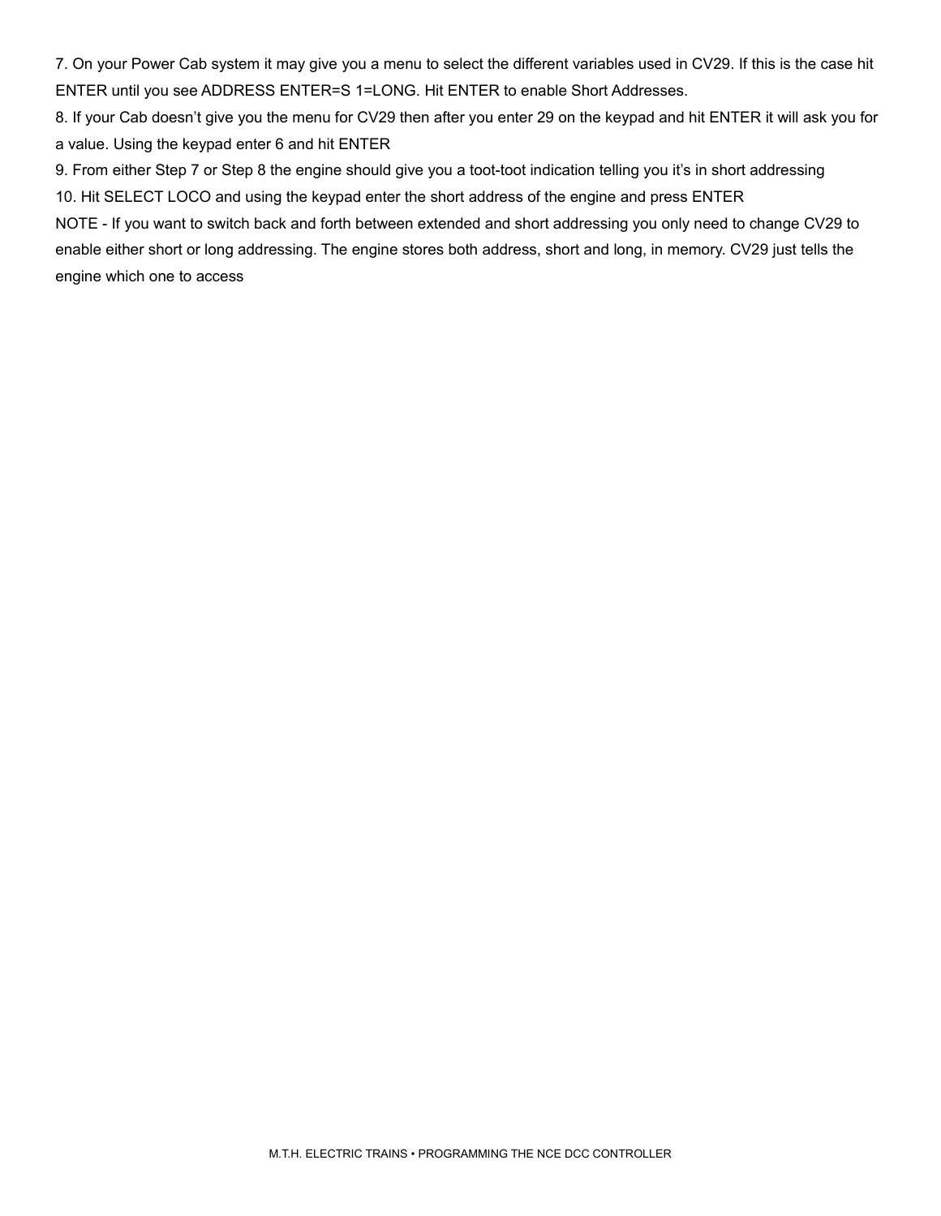7. On your Power Cab system it may give you a menu to select the different variables used in CV29. If this is the case hit ENTER until you see ADDRESS ENTER=S 1=LONG. Hit ENTER to enable Short Addresses.

8. If your Cab doesn't give you the menu for CV29 then after you enter 29 on the keypad and hit ENTER it will ask you for a value. Using the keypad enter 6 and hit ENTER

9. From either Step 7 or Step 8 the engine should give you a toot-toot indication telling you it's in short addressing

10. Hit SELECT LOCO and using the keypad enter the short address of the engine and press ENTER

NOTE - If you want to switch back and forth between extended and short addressing you only need to change CV29 to enable either short or long addressing. The engine stores both address, short and long, in memory. CV29 just tells the engine which one to access